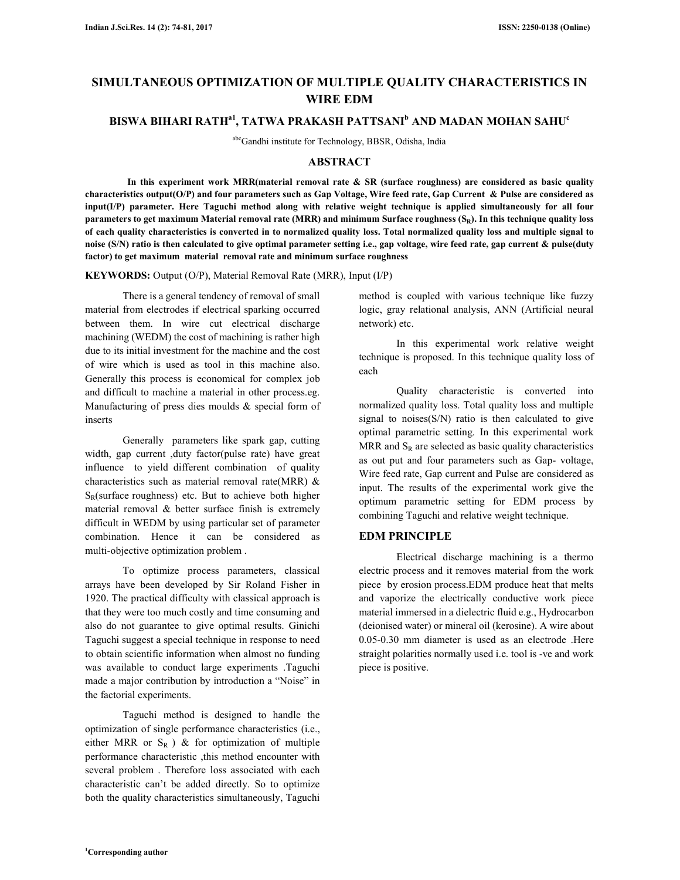# SIMULTANEOUS OPTIMIZATION OF MULTIPLE QUALITY CHARACTERISTICS IN WIRE EDM

**BISWA BIHARI RATH[a1], TATWA PRAKASH PATTSANI[b] AND MADAN MOHAN SAHU[c]**

[abc]Gandhi institute for Technology, BBSR, Odisha, India

## ABSTRACT

**In this experiment work MRR(material removal rate & SR (surface roughness) are considered as basic quality characteristics output(O/P) and four parameters such as Gap Voltage, Wire feed rate, Gap Current & Pulse are considered as input(I/P) parameter. Here Taguchi method along with relative weight technique is applied simultaneously for all four parameters to get maximum Material removal rate (MRR) and minimum Surface roughness ($S_R$). In this technique quality loss of each quality characteristics is converted in to normalized quality loss. Total normalized quality loss and multiple signal to noise (S/N) ratio is then calculated to give optimal parameter setting i.e., gap voltage, wire feed rate, gap current & pulse(duty factor) to get maximum material removal rate and minimum surface roughness**

**KEYWORDS:** Output (O/P), Material Removal Rate (MRR), Input (I/P)

There is a general tendency of removal of small material from electrodes if electrical sparking occurred between them. In wire cut electrical discharge machining (WEDM) the cost of machining is rather high due to its initial investment for the machine and the cost of wire which is used as tool in this machine also. Generally this process is economical for complex job and difficult to machine a material in other process.eg. Manufacturing of press dies moulds & special form of inserts

Generally parameters like spark gap, cutting width, gap current ,duty factor(pulse rate) have great influence to yield different combination of quality characteristics such as material removal rate(MRR) & $S_R$(surface roughness) etc. But to achieve both higher material removal & better surface finish is extremely difficult in WEDM by using particular set of parameter combination. Hence it can be considered as multi-objective optimization problem .

To optimize process parameters, classical arrays have been developed by Sir Roland Fisher in 1920. The practical difficulty with classical approach is that they were too much costly and time consuming and also do not guarantee to give optimal results. Ginichi Taguchi suggest a special technique in response to need to obtain scientific information when almost no funding was available to conduct large experiments .Taguchi made a major contribution by introduction a "Noise" in the factorial experiments.

Taguchi method is designed to handle the optimization of single performance characteristics (i.e., either MRR or $S_R$ ) & for optimization of multiple performance characteristic ,this method encounter with several problem . Therefore loss associated with each characteristic can't be added directly. So to optimize both the quality characteristics simultaneously, Taguchi method is coupled with various technique like fuzzy logic, gray relational analysis, ANN (Artificial neural network) etc.

In this experimental work relative weight technique is proposed. In this technique quality loss of each

Quality characteristic is converted into normalized quality loss. Total quality loss and multiple signal to noises(S/N) ratio is then calculated to give optimal parametric setting. In this experimental work MRR and $S_R$ are selected as basic quality characteristics as out put and four parameters such as Gap- voltage, Wire feed rate, Gap current and Pulse are considered as input. The results of the experimental work give the optimum parametric setting for EDM process by combining Taguchi and relative weight technique.

## EDM PRINCIPLE

Electrical discharge machining is a thermo electric process and it removes material from the work piece by erosion process.EDM produce heat that melts and vaporize the electrically conductive work piece material immersed in a dielectric fluid e.g., Hydrocarbon (deionised water) or mineral oil (kerosine). A wire about 0.05-0.30 mm diameter is used as an electrode .Here straight polarities normally used i.e. tool is -ve and work piece is positive.

[1]Corresponding author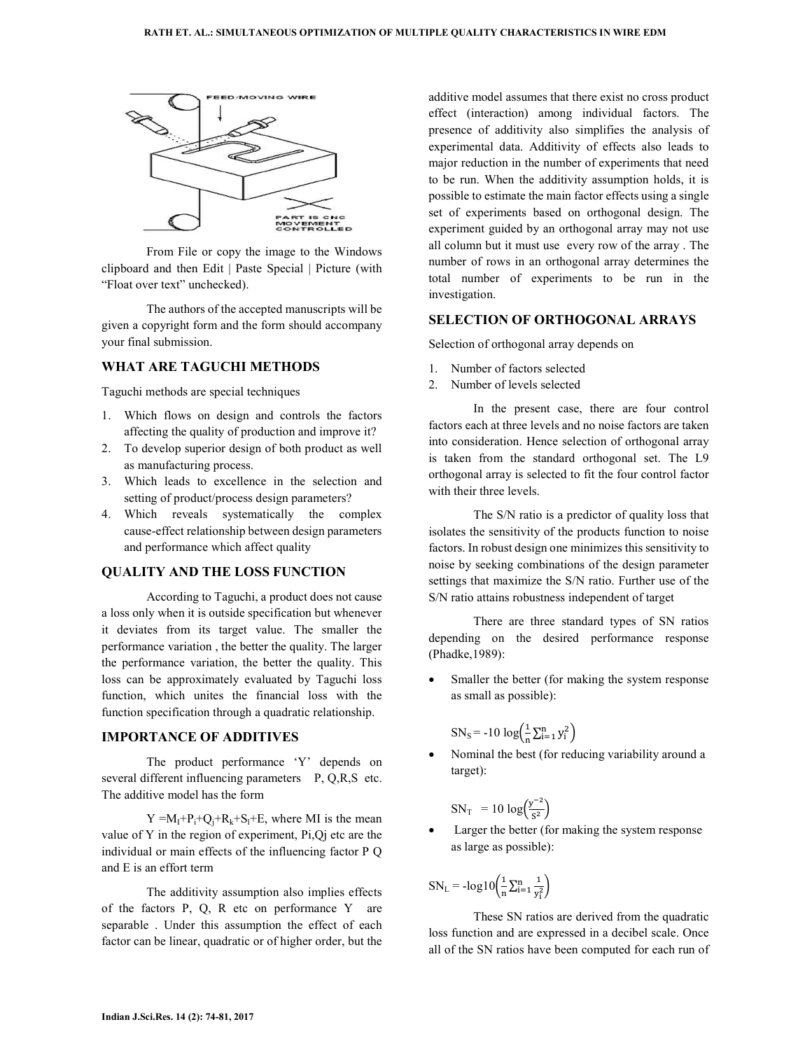From File or copy the image to the Windows clipboard and then Edit | Paste Special | Picture (with "Float over text" unchecked).

The authors of the accepted manuscripts will be given a copyright form and the form should accompany your final submission.

## WHAT ARE TAGUCHI METHODS

Taguchi methods are special techniques

1. Which flows on design and controls the factors affecting the quality of production and improve it?
2. To develop superior design of both product as well as manufacturing process.
3. Which leads to excellence in the selection and setting of product/process design parameters?
4. Which reveals systematically the complex cause-effect relationship between design parameters and performance which affect quality

## QUALITY AND THE LOSS FUNCTION

According to Taguchi, a product does not cause a loss only when it is outside specification but whenever it deviates from its target value. The smaller the performance variation , the better the quality. The larger the performance variation, the better the quality. This loss can be approximately evaluated by Taguchi loss function, which unites the financial loss with the function specification through a quadratic relationship.

## IMPORTANCE OF ADDITIVES

The product performance 'Y' depends on several different influencing parameters P, Q,R,S etc. The additive model has the form

$Y = M_I + P_i + Q_j + R_k + S_l + E$, where MI is the mean value of Y in the region of experiment, Pi,Qj etc are the individual or main effects of the influencing factor P Q and E is an effort term

The additivity assumption also implies effects of the factors P, Q, R etc on performance Y are separable . Under this assumption the effect of each factor can be linear, quadratic or of higher order, but the additive model assumes that there exist no cross product effect (interaction) among individual factors. The presence of additivity also simplifies the analysis of experimental data. Additivity of effects also leads to major reduction in the number of experiments that need to be run. When the additivity assumption holds, it is possible to estimate the main factor effects using a single set of experiments based on orthogonal design. The experiment guided by an orthogonal array may not use all column but it must use every row of the array . The number of rows in an orthogonal array determines the total number of experiments to be run in the investigation.

## SELECTION OF ORTHOGONAL ARRAYS

Selection of orthogonal array depends on

1. Number of factors selected
2. Number of levels selected

In the present case, there are four control factors each at three levels and no noise factors are taken into consideration. Hence selection of orthogonal array is taken from the standard orthogonal set. The L9 orthogonal array is selected to fit the four control factor with their three levels.

The S/N ratio is a predictor of quality loss that isolates the sensitivity of the products function to noise factors. In robust design one minimizes this sensitivity to noise by seeking combinations of the design parameter settings that maximize the S/N ratio. Further use of the S/N ratio attains robustness independent of target

There are three standard types of SN ratios depending on the desired performance response (Phadke,1989):

- Smaller the better (for making the system response as small as possible):

$$SN_S = -10 \log\left(\frac{1}{n}\sum_{i=1}^{n} y_i^2\right)$$

- Nominal the best (for reducing variability around a target):

$$SN_T = 10 \log\left(\frac{y^{-2}}{S^2}\right)$$

- Larger the better (for making the system response as large as possible):

$$SN_L = -\log 10\left(\frac{1}{n}\sum_{i=1}^{n} \frac{1}{y_i^2}\right)$$

These SN ratios are derived from the quadratic loss function and are expressed in a decibel scale. Once all of the SN ratios have been computed for each run of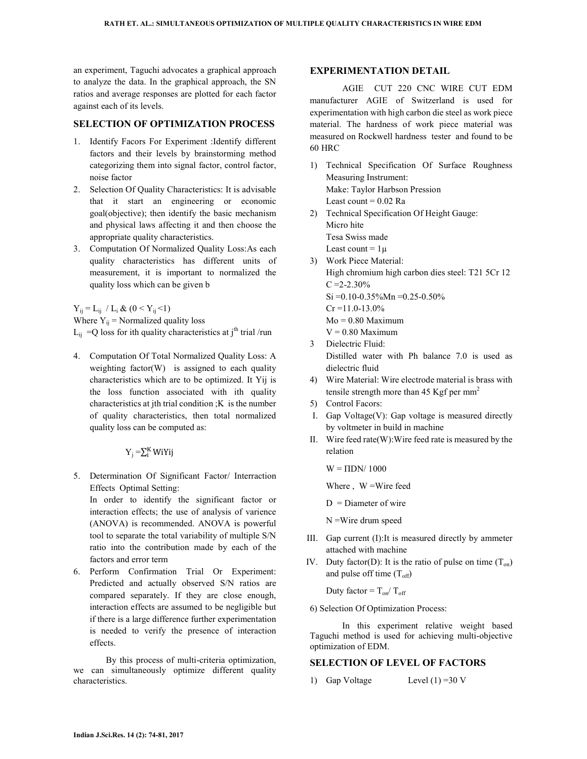an experiment, Taguchi advocates a graphical approach to analyze the data. In the graphical approach, the SN ratios and average responses are plotted for each factor against each of its levels.

## SELECTION OF OPTIMIZATION PROCESS

1. Identify Facors For Experiment :Identify different factors and their levels by brainstorming method categorizing them into signal factor, control factor, noise factor
2. Selection Of Quality Characteristics: It is advisable that it start an engineering or economic goal(objective); then identify the basic mechanism and physical laws affecting it and then choose the appropriate quality characteristics.
3. Computation Of Normalized Quality Loss:As each quality characteristics has different units of measurement, it is important to normalized the quality loss which can be given b

$Y_{ij} = L_{ij} / L_i$ & $(0 < Y_{ij} < 1)$

Where $Y_{ij}$ = Normalized quality loss

$L_{ij}$ =Q loss for ith quality characteristics at $j^{th}$ trial /run

4. Computation Of Total Normalized Quality Loss: A weighting factor(W) is assigned to each quality characteristics which are to be optimized. It Yij is the loss function associated with ith quality characteristics at jth trial condition ;K is the number of quality characteristics, then total normalized quality loss can be computed as:

$$Y_j = \sum_i^K W_i Y_{ij}$$

5. Determination Of Significant Factor/ Interraction Effects Optimal Setting:
   In order to identify the significant factor or interaction effects; the use of analysis of varience (ANOVA) is recommended. ANOVA is powerful tool to separate the total variability of multiple S/N ratio into the contribution made by each of the factors and error term
6. Perform Confirmation Trial Or Experiment: Predicted and actually observed S/N ratios are compared separately. If they are close enough, interaction effects are assumed to be negligible but if there is a large difference further experimentation is needed to verify the presence of interaction effects.

By this process of multi-criteria optimization, we can simultaneously optimize different quality characteristics.

## EXPERIMENTATION DETAIL

AGIE CUT 220 CNC WIRE CUT EDM manufacturer AGIE of Switzerland is used for experimentation with high carbon die steel as work piece material. The hardness of work piece material was measured on Rockwell hardness tester and found to be 60 HRC

1) Technical Specification Of Surface Roughness Measuring Instrument:
   Make: Taylor Harbson Pression
   Least count = 0.02 Ra
2) Technical Specification Of Height Gauge:
   Micro hite
   Tesa Swiss made
   Least count = 1μ
3) Work Piece Material:
   High chromium high carbon dies steel: T21 5Cr 12
   C =2-2.30%
   Si =0.10-0.35%Mn =0.25-0.50%
   Cr =11.0-13.0%
   Mo = 0.80 Maximum
   V = 0.80 Maximum
3 Dielectric Fluid:
   Distilled water with Ph balance 7.0 is used as dielectric fluid
4) Wire Material: Wire electrode material is brass with tensile strength more than 45 Kgf per $mm^2$
5) Control Facors:
   I. Gap Voltage(V): Gap voltage is measured directly by voltmeter in build in machine
   II. Wire feed rate(W):Wire feed rate is measured by the relation

      $W = \Pi DN/ 1000$

      Where , W =Wire feed

      D = Diameter of wire

      N =Wire drum speed
   III. Gap current (I):It is measured directly by ammeter attached with machine
   IV. Duty factor(D): It is the ratio of pulse on time ($T_{on}$) and pulse off time ($T_{off}$)

      Duty factor = $T_{on}/ T_{off}$

6) Selection Of Optimization Process:

In this experiment relative weight based Taguchi method is used for achieving multi-objective optimization of EDM.

## SELECTION OF LEVEL OF FACTORS

1) Gap Voltage Level (1) =30 V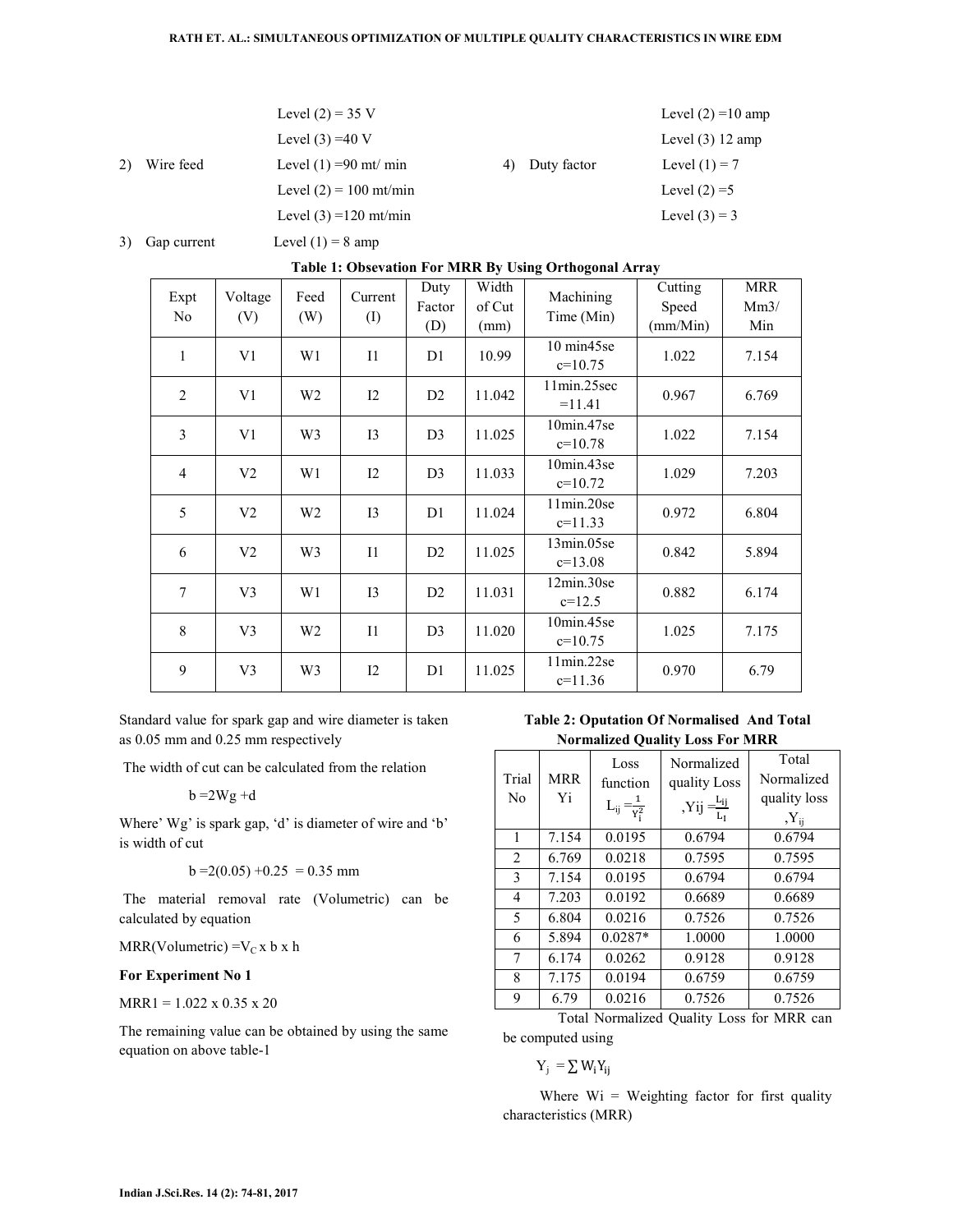Level (2) = 35 V

Level (3) =40 V

2) Wire feed Level (1) =90 mt/ min

Level (2) = 100 mt/min

Level (3) =120 mt/min

3) Gap current Level (1) = 8 amp

Level (2) =10 amp

Level (3) 12 amp

4) Duty factor Level (1) = 7

Level (2) =5

Level (3) = 3

**Table 1: Obsevation For MRR By Using Orthogonal Array**

| Expt No | Voltage (V) | Feed (W) | Current (I) | Duty Factor (D) | Width of Cut (mm) | Machining Time (Min) | Cutting Speed (mm/Min) | MRR Mm3/ Min |
|---|---|---|---|---|---|---|---|---|
| 1 | V1 | W1 | I1 | D1 | 10.99 | 10 min45sec=10.75 | 1.022 | 7.154 |
| 2 | V1 | W2 | I2 | D2 | 11.042 | 11min.25sec =11.41 | 0.967 | 6.769 |
| 3 | V1 | W3 | I3 | D3 | 11.025 | 10min.47sec=10.78 | 1.022 | 7.154 |
| 4 | V2 | W1 | I2 | D3 | 11.033 | 10min.43sec=10.72 | 1.029 | 7.203 |
| 5 | V2 | W2 | I3 | D1 | 11.024 | 11min.20sec=11.33 | 0.972 | 6.804 |
| 6 | V2 | W3 | I1 | D2 | 11.025 | 13min.05sec=13.08 | 0.842 | 5.894 |
| 7 | V3 | W1 | I3 | D2 | 11.031 | 12min.30sec=12.5 | 0.882 | 6.174 |
| 8 | V3 | W2 | I1 | D3 | 11.020 | 10min.45sec=10.75 | 1.025 | 7.175 |
| 9 | V3 | W3 | I2 | D1 | 11.025 | 11min.22sec=11.36 | 0.970 | 6.79 |

Standard value for spark gap and wire diameter is taken as 0.05 mm and 0.25 mm respectively

The width of cut can be calculated from the relation

$$b = 2Wg + d$$

Where' Wg' is spark gap, 'd' is diameter of wire and 'b' is width of cut

$$b = 2(0.05) + 0.25 = 0.35 \text{ mm}$$

The material removal rate (Volumetric) can be calculated by equation

$$\text{MRR(Volumetric)} = V_C \times b \times h$$

**For Experiment No 1**

$$\text{MRR1} = 1.022 \times 0.35 \times 20$$

The remaining value can be obtained by using the same equation on above table-1

**Table 2: Oputation Of Normalised And Total Normalized Quality Loss For MRR**

| Trial No | MRR Yi | Loss function $L_{ij} = \frac{1}{Y_i^2}$ | Normalized quality Loss $,Yij = \frac{L_{ij}}{L_I}$ | Total Normalized quality loss $,Y_{ij}$ |
|---|---|---|---|---|
| 1 | 7.154 | 0.0195 | 0.6794 | 0.6794 |
| 2 | 6.769 | 0.0218 | 0.7595 | 0.7595 |
| 3 | 7.154 | 0.0195 | 0.6794 | 0.6794 |
| 4 | 7.203 | 0.0192 | 0.6689 | 0.6689 |
| 5 | 6.804 | 0.0216 | 0.7526 | 0.7526 |
| 6 | 5.894 | 0.0287* | 1.0000 | 1.0000 |
| 7 | 6.174 | 0.0262 | 0.9128 | 0.9128 |
| 8 | 7.175 | 0.0194 | 0.6759 | 0.6759 |
| 9 | 6.79 | 0.0216 | 0.7526 | 0.7526 |

Total Normalized Quality Loss for MRR can be computed using

$$Y_j = \sum W_i Y_{ij}$$

Where Wi = Weighting factor for first quality characteristics (MRR)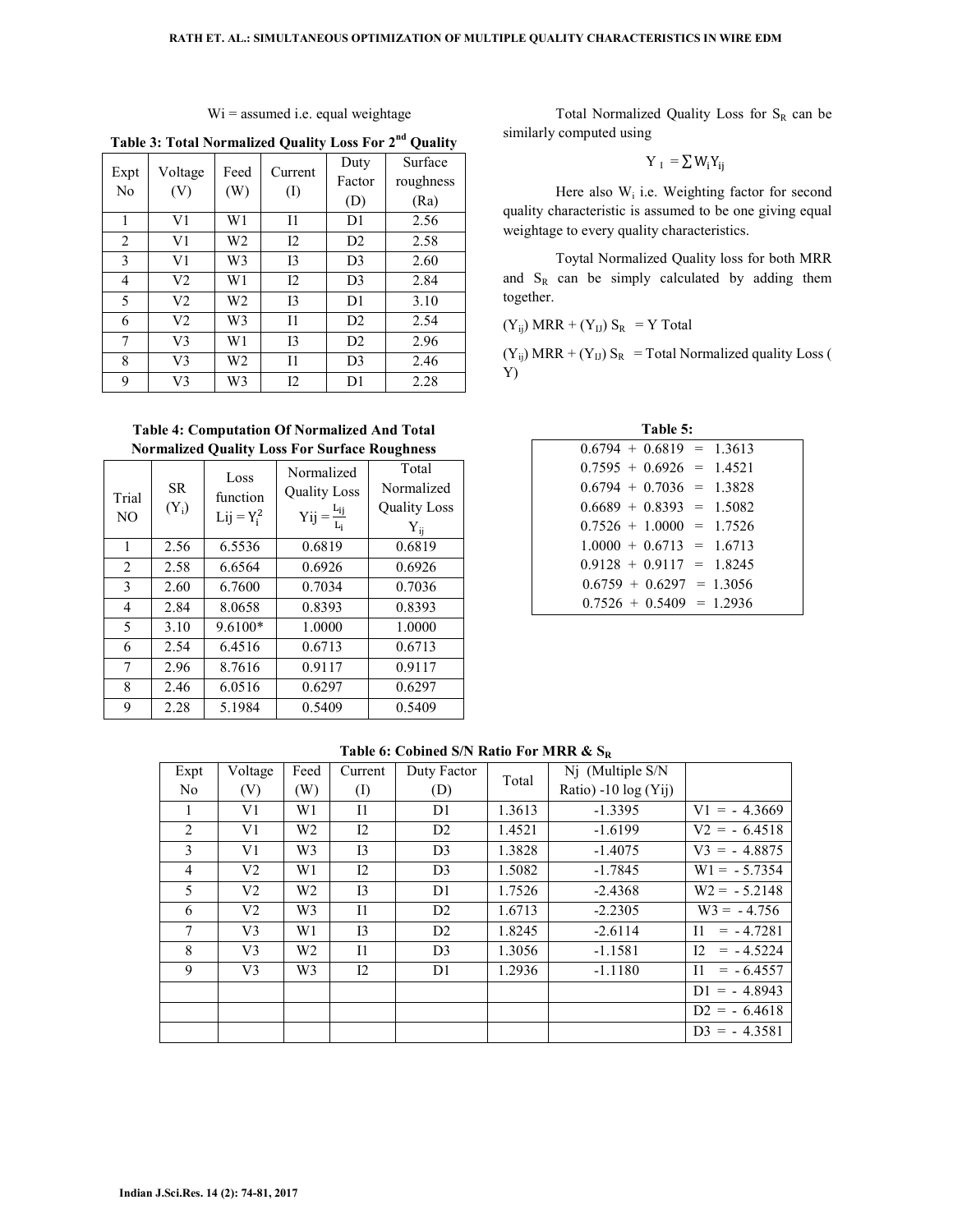Wi = assumed i.e. equal weightage

**Table 3: Total Normalized Quality Loss For 2nd Quality**

| Expt No | Voltage (V) | Feed (W) | Current (I) | Duty Factor (D) | Surface roughness (Ra) |
|---|---|---|---|---|---|
| 1 | V1 | W1 | I1 | D1 | 2.56 |
| 2 | V1 | W2 | I2 | D2 | 2.58 |
| 3 | V1 | W3 | I3 | D3 | 2.60 |
| 4 | V2 | W1 | I2 | D3 | 2.84 |
| 5 | V2 | W2 | I3 | D1 | 3.10 |
| 6 | V2 | W3 | I1 | D2 | 2.54 |
| 7 | V3 | W1 | I3 | D2 | 2.96 |
| 8 | V3 | W2 | I1 | D3 | 2.46 |
| 9 | V3 | W3 | I2 | D1 | 2.28 |

**Table 4: Computation Of Normalized And Total Normalized Quality Loss For Surface Roughness**

| Trial NO | SR ($Y_i$) | Loss function $L_{ij} = Y_i^2$ | Normalized Quality Loss $Y_{ij} = \frac{L_{ij}}{L_i}$ | Total Normalized Quality Loss $Y_{ij}$ |
|---|---|---|---|---|
| 1 | 2.56 | 6.5536 | 0.6819 | 0.6819 |
| 2 | 2.58 | 6.6564 | 0.6926 | 0.6926 |
| 3 | 2.60 | 6.7600 | 0.7034 | 0.7036 |
| 4 | 2.84 | 8.0658 | 0.8393 | 0.8393 |
| 5 | 3.10 | 9.6100* | 1.0000 | 1.0000 |
| 6 | 2.54 | 6.4516 | 0.6713 | 0.6713 |
| 7 | 2.96 | 8.7616 | 0.9117 | 0.9117 |
| 8 | 2.46 | 6.0516 | 0.6297 | 0.6297 |
| 9 | 2.28 | 5.1984 | 0.5409 | 0.5409 |

Total Normalized Quality Loss for $S_R$ can be similarly computed using

$$Y_I = \sum W_i Y_{ij}$$

Here also $W_i$ i.e. Weighting factor for second quality characteristic is assumed to be one giving equal weightage to every quality characteristics.

Toytal Normalized Quality loss for both MRR and $S_R$ can be simply calculated by adding them together.

$(Y_{ij})$ MRR + $(Y_{IJ})$ $S_R$ = Y Total

$(Y_{ij})$ MRR + $(Y_{IJ})$ $S_R$ = Total Normalized quality Loss ( Y)

**Table 5:**

| |
|---|
| 0.6794 + 0.6819 = 1.3613 |
| 0.7595 + 0.6926 = 1.4521 |
| 0.6794 + 0.7036 = 1.3828 |
| 0.6689 + 0.8393 = 1.5082 |
| 0.7526 + 1.0000 = 1.7526 |
| 1.0000 + 0.6713 = 1.6713 |
| 0.9128 + 0.9117 = 1.8245 |
| 0.6759 + 0.6297 = 1.3056 |
| 0.7526 + 0.5409 = 1.2936 |

**Table 6: Cobined S/N Ratio For MRR & $S_R$**

| Expt No | Voltage (V) | Feed (W) | Current (I) | Duty Factor (D) | Total | Nj (Multiple S/N Ratio) -10 log (Yij) | |
|---|---|---|---|---|---|---|---|
| 1 | V1 | W1 | I1 | D1 | 1.3613 | -1.3395 | V1 = - 4.3669 |
| 2 | V1 | W2 | I2 | D2 | 1.4521 | -1.6199 | V2 = - 6.4518 |
| 3 | V1 | W3 | I3 | D3 | 1.3828 | -1.4075 | V3 = - 4.8875 |
| 4 | V2 | W1 | I2 | D3 | 1.5082 | -1.7845 | W1 = - 5.7354 |
| 5 | V2 | W2 | I3 | D1 | 1.7526 | -2.4368 | W2 = - 5.2148 |
| 6 | V2 | W3 | I1 | D2 | 1.6713 | -2.2305 | W3 = - 4.756 |
| 7 | V3 | W1 | I3 | D2 | 1.8245 | -2.6114 | I1 = - 4.7281 |
| 8 | V3 | W2 | I1 | D3 | 1.3056 | -1.1581 | I2 = - 4.5224 |
| 9 | V3 | W3 | I2 | D1 | 1.2936 | -1.1180 | I1 = - 6.4557 |
| | | | | | | | D1 = - 4.8943 |
| | | | | | | | D2 = - 6.4618 |
| | | | | | | | D3 = - 4.3581 |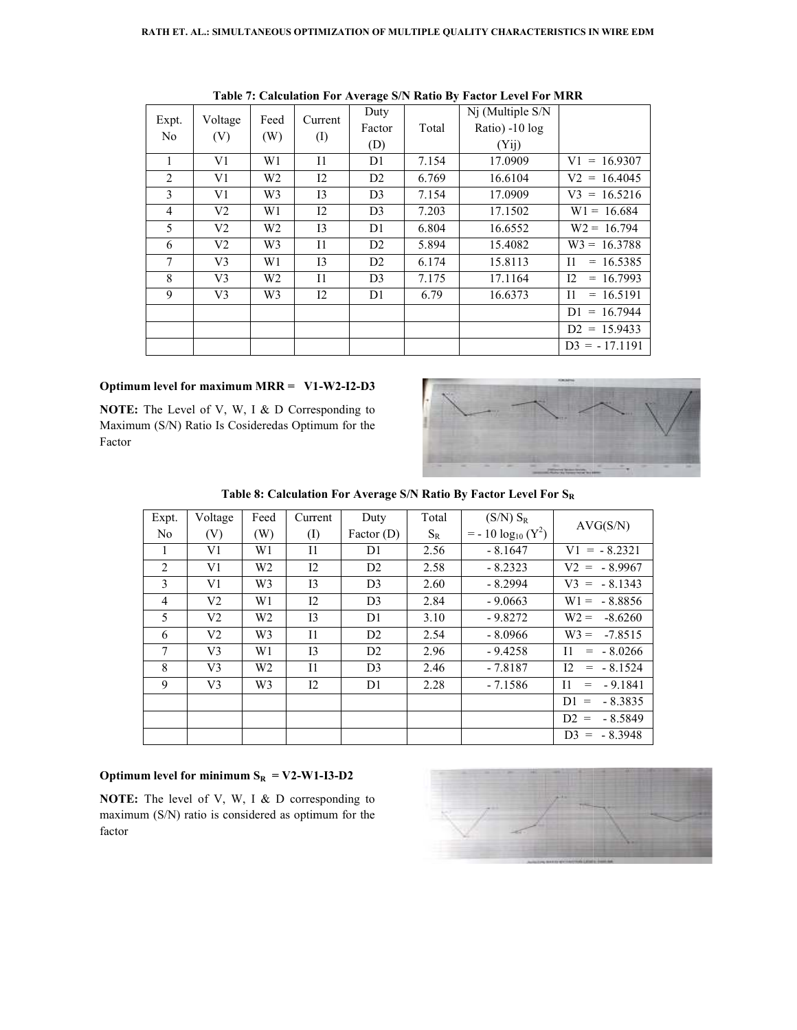**Table 7: Calculation For Average S/N Ratio By Factor Level For MRR**

| Expt. No | Voltage (V) | Feed (W) | Current (I) | Duty Factor (D) | Total | Nj (Multiple S/N Ratio) -10 log (Yij) | |
|---|---|---|---|---|---|---|---|
| 1 | V1 | W1 | I1 | D1 | 7.154 | 17.0909 | V1 = 16.9307 |
| 2 | V1 | W2 | I2 | D2 | 6.769 | 16.6104 | V2 = 16.4045 |
| 3 | V1 | W3 | I3 | D3 | 7.154 | 17.0909 | V3 = 16.5216 |
| 4 | V2 | W1 | I2 | D3 | 7.203 | 17.1502 | W1 = 16.684 |
| 5 | V2 | W2 | I3 | D1 | 6.804 | 16.6552 | W2 = 16.794 |
| 6 | V2 | W3 | I1 | D2 | 5.894 | 15.4082 | W3 = 16.3788 |
| 7 | V3 | W1 | I3 | D2 | 6.174 | 15.8113 | I1 = 16.5385 |
| 8 | V3 | W2 | I1 | D3 | 7.175 | 17.1164 | I2 = 16.7993 |
| 9 | V3 | W3 | I2 | D1 | 6.79 | 16.6373 | I1 = 16.5191 |
| | | | | | | | D1 = 16.7944 |
| | | | | | | | D2 = 15.9433 |
| | | | | | | | D3 = - 17.1191 |

**Optimum level for maximum MRR = V1-W2-I2-D3**

**NOTE:** The Level of V, W, I & D Corresponding to Maximum (S/N) Ratio Is Cosideredas Optimum for the Factor

**Table 8: Calculation For Average S/N Ratio By Factor Level For $S_R$**

| Expt. No | Voltage (V) | Feed (W) | Current (I) | Duty Factor (D) | Total $S_R$ | (S/N) $S_R$ = $- 10 \log_{10} (Y^2)$ | AVG(S/N) |
|---|---|---|---|---|---|---|---|
| 1 | V1 | W1 | I1 | D1 | 2.56 | - 8.1647 | V1 = - 8.2321 |
| 2 | V1 | W2 | I2 | D2 | 2.58 | - 8.2323 | V2 = - 8.9967 |
| 3 | V1 | W3 | I3 | D3 | 2.60 | - 8.2994 | V3 = - 8.1343 |
| 4 | V2 | W1 | I2 | D3 | 2.84 | - 9.0663 | W1 = - 8.8856 |
| 5 | V2 | W2 | I3 | D1 | 3.10 | - 9.8272 | W2 = -8.6260 |
| 6 | V2 | W3 | I1 | D2 | 2.54 | - 8.0966 | W3 = -7.8515 |
| 7 | V3 | W1 | I3 | D2 | 2.96 | - 9.4258 | I1 = - 8.0266 |
| 8 | V3 | W2 | I1 | D3 | 2.46 | - 7.8187 | I2 = - 8.1524 |
| 9 | V3 | W3 | I2 | D1 | 2.28 | - 7.1586 | I1 = - 9.1841 |
| | | | | | | | D1 = - 8.3835 |
| | | | | | | | D2 = - 8.5849 |
| | | | | | | | D3 = - 8.3948 |

**Optimum level for minimum $S_R$ = V2-W1-I3-D2**

**NOTE:** The level of V, W, I & D corresponding to maximum (S/N) ratio is considered as optimum for the factor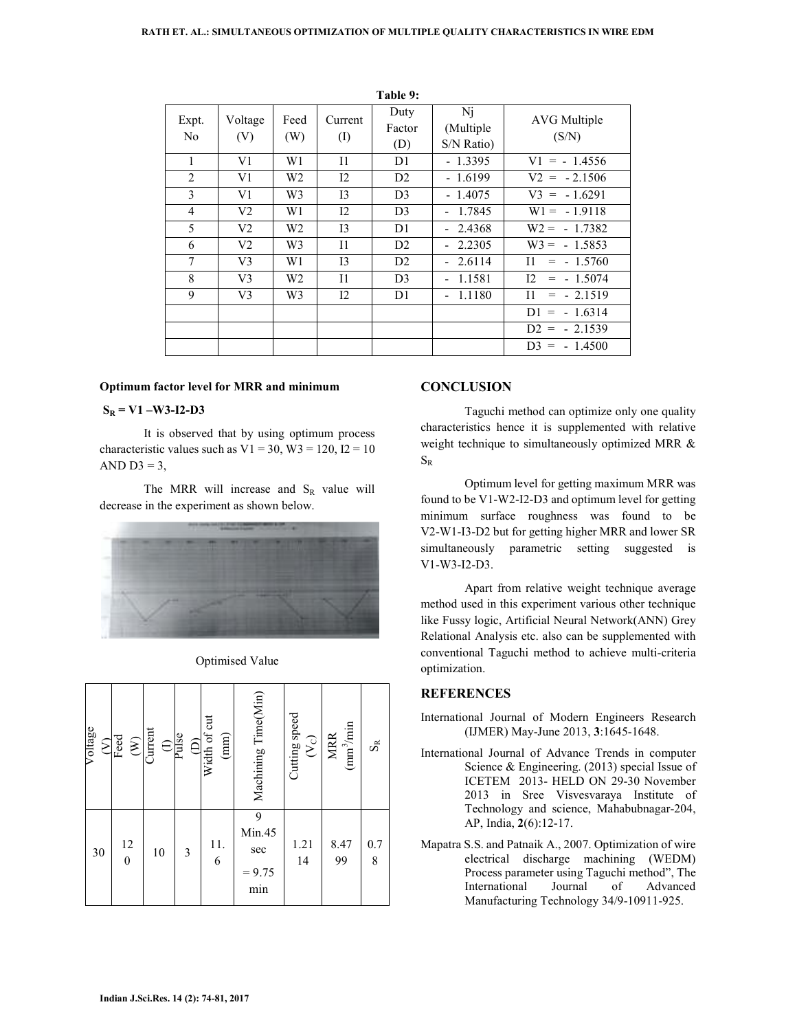**Table 9:**

| Expt. No | Voltage (V) | Feed (W) | Current (I) | Duty Factor (D) | Nj (Multiple S/N Ratio) | AVG Multiple (S/N) |
|---|---|---|---|---|---|---|
| 1 | V1 | W1 | I1 | D1 | - 1.3395 | V1 = - 1.4556 |
| 2 | V1 | W2 | I2 | D2 | - 1.6199 | V2 = - 2.1506 |
| 3 | V1 | W3 | I3 | D3 | - 1.4075 | V3 = - 1.6291 |
| 4 | V2 | W1 | I2 | D3 | - 1.7845 | W1 = - 1.9118 |
| 5 | V2 | W2 | I3 | D1 | - 2.4368 | W2 = - 1.7382 |
| 6 | V2 | W3 | I1 | D2 | - 2.2305 | W3 = - 1.5853 |
| 7 | V3 | W1 | I3 | D2 | - 2.6114 | I1 = - 1.5760 |
| 8 | V3 | W2 | I1 | D3 | - 1.1581 | I2 = - 1.5074 |
| 9 | V3 | W3 | I2 | D1 | - 1.1180 | I1 = - 2.1519 |
| | | | | | | D1 = - 1.6314 |
| | | | | | | D2 = - 2.1539 |
| | | | | | | D3 = - 1.4500 |

**Optimum factor level for MRR and minimum**

**$S_R$ = V1 –W3-I2-D3**

It is observed that by using optimum process characteristic values such as V1 = 30, W3 = 120, I2 = 10 AND D3 = 3,

The MRR will increase and $S_R$ value will decrease in the experiment as shown below.

Optimised Value

| Voltage (V) | Feed (W) | Current (I) | Pulse (D) | Width of cut (mm) | Machining Time(Min) | Cutting speed ($V_C$) | MRR ($mm^3$/min | $S_R$ |
|---|---|---|---|---|---|---|---|---|
| 30 | 120 | 10 | 3 | 11.6 | 9 Min.45 sec = 9.75 min | 1.2114 | 8.4799 | 0.78 |

## CONCLUSION

Taguchi method can optimize only one quality characteristics hence it is supplemented with relative weight technique to simultaneously optimized MRR & $S_R$

Optimum level for getting maximum MRR was found to be V1-W2-I2-D3 and optimum level for getting minimum surface roughness was found to be V2-W1-I3-D2 but for getting higher MRR and lower SR simultaneously parametric setting suggested is V1-W3-I2-D3.

Apart from relative weight technique average method used in this experiment various other technique like Fussy logic, Artificial Neural Network(ANN) Grey Relational Analysis etc. also can be supplemented with conventional Taguchi method to achieve multi-criteria optimization.

## REFERENCES

International Journal of Modern Engineers Research (IJMER) May-June 2013, **3**:1645-1648.

International Journal of Advance Trends in computer Science & Engineering. (2013) special Issue of ICETEM 2013- HELD ON 29-30 November 2013 in Sree Visvesvaraya Institute of Technology and science, Mahabubnagar-204, AP, India, **2**(6):12-17.

Mapatra S.S. and Patnaik A., 2007. Optimization of wire electrical discharge machining (WEDM) Process parameter using Taguchi method", The International Journal of Advanced Manufacturing Technology 34/9-10911-925.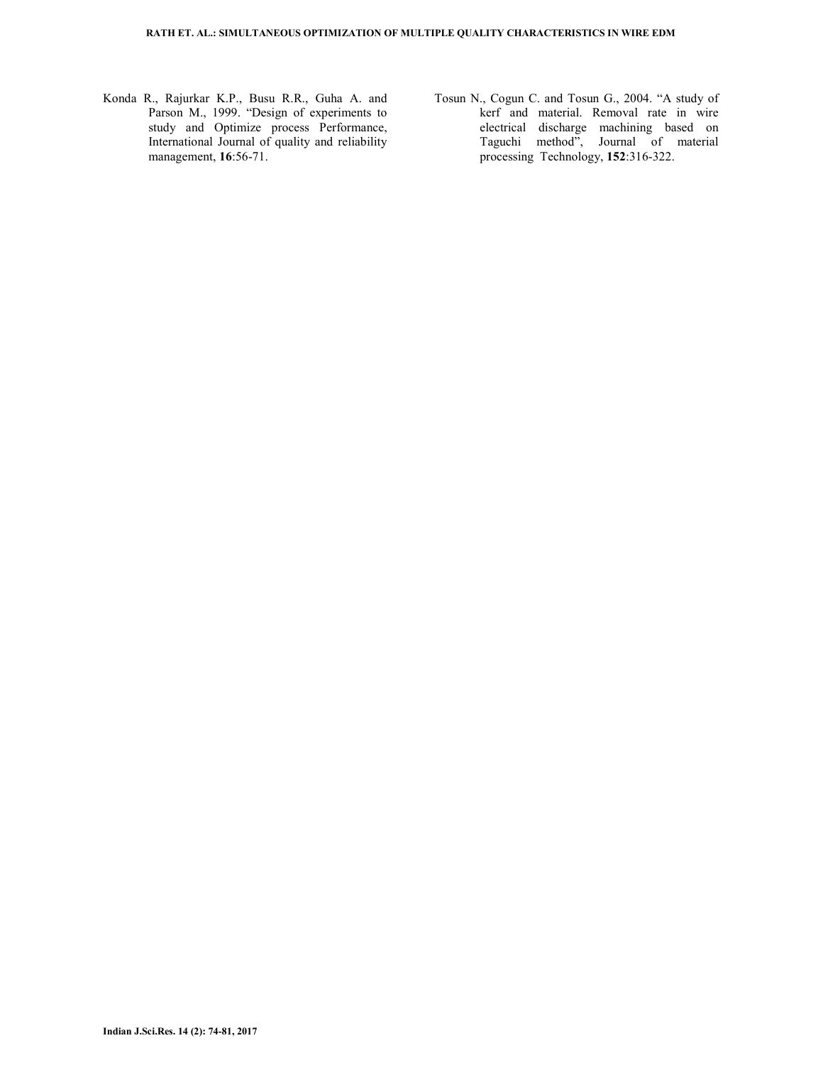Konda R., Rajurkar K.P., Busu R.R., Guha A. and Parson M., 1999. "Design of experiments to study and Optimize process Performance, International Journal of quality and reliability management, **16**:56-71.

Tosun N., Cogun C. and Tosun G., 2004. "A study of kerf and material. Removal rate in wire electrical discharge machining based on Taguchi method", Journal of material processing Technology, **152**:316-322.